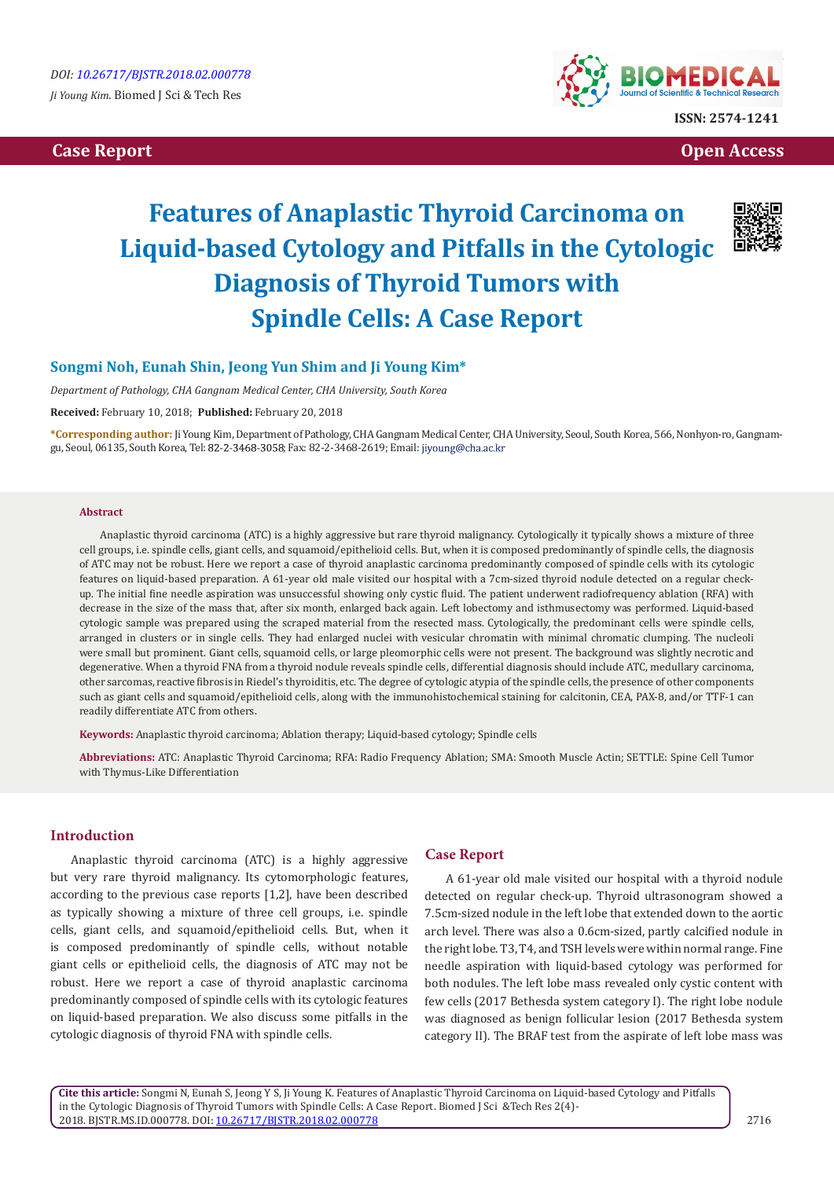DOI: 10.26717/BJSTR.2018.02.000778

*Ji Young Kim.* Biomed J Sci & Tech Res

ISSN: 2574-1241

**Case Report** **Open Access**

# Features of Anaplastic Thyroid Carcinoma on Liquid-based Cytology and Pitfalls in the Cytologic Diagnosis of Thyroid Tumors with Spindle Cells: A Case Report

**Songmi Noh, Eunah Shin, Jeong Yun Shim and Ji Young Kim***

*Department of Pathology, CHA Gangnam Medical Center, CHA University, South Korea*

**Received:** February 10, 2018; **Published:** February 20, 2018

**\*Corresponding author:** Ji Young Kim, Department of Pathology, CHA Gangnam Medical Center, CHA University, Seoul, South Korea, 566, Nonhyon-ro, Gangnam-gu, Seoul, 06135, South Korea, Tel: 82-2-3468-3058; Fax: 82-2-3468-2619; Email: jiyoung@cha.ac.kr

### Abstract

Anaplastic thyroid carcinoma (ATC) is a highly aggressive but rare thyroid malignancy. Cytologically it typically shows a mixture of three cell groups, i.e. spindle cells, giant cells, and squamoid/epithelioid cells. But, when it is composed predominantly of spindle cells, the diagnosis of ATC may not be robust. Here we report a case of thyroid anaplastic carcinoma predominantly composed of spindle cells with its cytologic features on liquid-based preparation. A 61-year old male visited our hospital with a 7cm-sized thyroid nodule detected on a regular check-up. The initial fine needle aspiration was unsuccessful showing only cystic fluid. The patient underwent radiofrequency ablation (RFA) with decrease in the size of the mass that, after six month, enlarged back again. Left lobectomy and isthmusectomy was performed. Liquid-based cytologic sample was prepared using the scraped material from the resected mass. Cytologically, the predominant cells were spindle cells, arranged in clusters or in single cells. They had enlarged nuclei with vesicular chromatin with minimal chromatic clumping. The nucleoli were small but prominent. Giant cells, squamoid cells, or large pleomorphic cells were not present. The background was slightly necrotic and degenerative. When a thyroid FNA from a thyroid nodule reveals spindle cells, differential diagnosis should include ATC, medullary carcinoma, other sarcomas, reactive fibrosis in Riedel's thyroiditis, etc. The degree of cytologic atypia of the spindle cells, the presence of other components such as giant cells and squamoid/epithelioid cells, along with the immunohistochemical staining for calcitonin, CEA, PAX-8, and/or TTF-1 can readily differentiate ATC from others.

**Keywords:** Anaplastic thyroid carcinoma; Ablation therapy; Liquid-based cytology; Spindle cells

**Abbreviations:** ATC: Anaplastic Thyroid Carcinoma; RFA: Radio Frequency Ablation; SMA: Smooth Muscle Actin; SETTLE: Spine Cell Tumor with Thymus-Like Differentiation

## Introduction

Anaplastic thyroid carcinoma (ATC) is a highly aggressive but very rare thyroid malignancy. Its cytomorphologic features, according to the previous case reports [1,2], have been described as typically showing a mixture of three cell groups, i.e. spindle cells, giant cells, and squamoid/epithelioid cells. But, when it is composed predominantly of spindle cells, without notable giant cells or epithelioid cells, the diagnosis of ATC may not be robust. Here we report a case of thyroid anaplastic carcinoma predominantly composed of spindle cells with its cytologic features on liquid-based preparation. We also discuss some pitfalls in the cytologic diagnosis of thyroid FNA with spindle cells.

## Case Report

A 61-year old male visited our hospital with a thyroid nodule detected on regular check-up. Thyroid ultrasonogram showed a 7.5cm-sized nodule in the left lobe that extended down to the aortic arch level. There was also a 0.6cm-sized, partly calcified nodule in the right lobe. T3, T4, and TSH levels were within normal range. Fine needle aspiration with liquid-based cytology was performed for both nodules. The left lobe mass revealed only cystic content with few cells (2017 Bethesda system category I). The right lobe nodule was diagnosed as benign follicular lesion (2017 Bethesda system category II). The BRAF test from the aspirate of left lobe mass was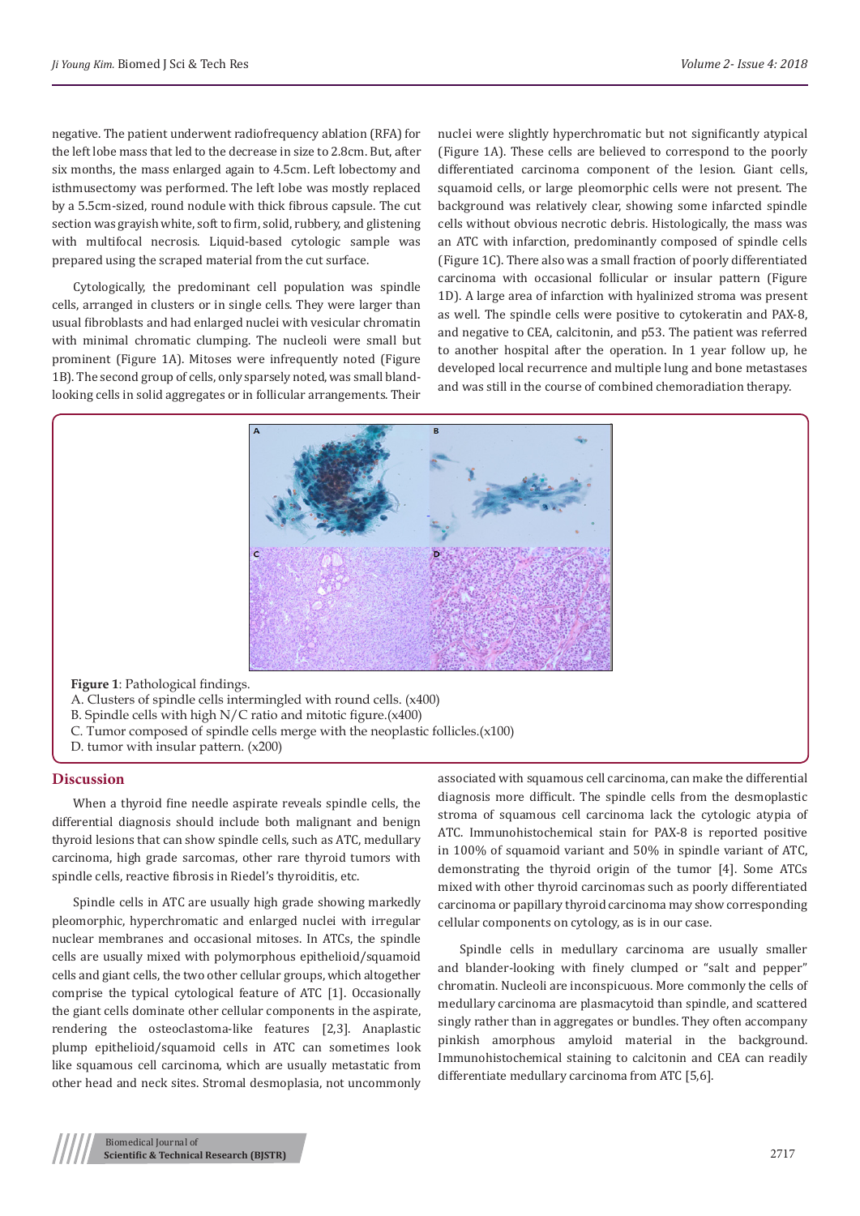negative. The patient underwent radiofrequency ablation (RFA) for the left lobe mass that led to the decrease in size to 2.8cm. But, after six months, the mass enlarged again to 4.5cm. Left lobectomy and isthmusectomy was performed. The left lobe was mostly replaced by a 5.5cm-sized, round nodule with thick fibrous capsule. The cut section was grayish white, soft to firm, solid, rubbery, and glistening with multifocal necrosis. Liquid-based cytologic sample was prepared using the scraped material from the cut surface.

Cytologically, the predominant cell population was spindle cells, arranged in clusters or in single cells. They were larger than usual fibroblasts and had enlarged nuclei with vesicular chromatin with minimal chromatic clumping. The nucleoli were small but prominent (Figure 1A). Mitoses were infrequently noted (Figure 1B). The second group of cells, only sparsely noted, was small bland-looking cells in solid aggregates or in follicular arrangements. Their nuclei were slightly hyperchromatic but not significantly atypical (Figure 1A). These cells are believed to correspond to the poorly differentiated carcinoma component of the lesion. Giant cells, squamoid cells, or large pleomorphic cells were not present. The background was relatively clear, showing some infarcted spindle cells without obvious necrotic debris. Histologically, the mass was an ATC with infarction, predominantly composed of spindle cells (Figure 1C). There also was a small fraction of poorly differentiated carcinoma with occasional follicular or insular pattern (Figure 1D). A large area of infarction with hyalinized stroma was present as well. The spindle cells were positive to cytokeratin and PAX-8, and negative to CEA, calcitonin, and p53. The patient was referred to another hospital after the operation. In 1 year follow up, he developed local recurrence and multiple lung and bone metastases and was still in the course of combined chemoradiation therapy.

**Figure 1**: Pathological findings.
A. Clusters of spindle cells intermingled with round cells. (x400)
B. Spindle cells with high N/C ratio and mitotic figure.(x400)
C. Tumor composed of spindle cells merge with the neoplastic follicles.(x100)
D. tumor with insular pattern. (x200)

## Discussion

When a thyroid fine needle aspirate reveals spindle cells, the differential diagnosis should include both malignant and benign thyroid lesions that can show spindle cells, such as ATC, medullary carcinoma, high grade sarcomas, other rare thyroid tumors with spindle cells, reactive fibrosis in Riedel's thyroiditis, etc.

Spindle cells in ATC are usually high grade showing markedly pleomorphic, hyperchromatic and enlarged nuclei with irregular nuclear membranes and occasional mitoses. In ATCs, the spindle cells are usually mixed with polymorphous epithelioid/squamoid cells and giant cells, the two other cellular groups, which altogether comprise the typical cytological feature of ATC [1]. Occasionally the giant cells dominate other cellular components in the aspirate, rendering the osteoclastoma-like features [2,3]. Anaplastic plump epithelioid/squamoid cells in ATC can sometimes look like squamous cell carcinoma, which are usually metastatic from other head and neck sites. Stromal desmoplasia, not uncommonly associated with squamous cell carcinoma, can make the differential diagnosis more difficult. The spindle cells from the desmoplastic stroma of squamous cell carcinoma lack the cytologic atypia of ATC. Immunohistochemical stain for PAX-8 is reported positive in 100% of squamoid variant and 50% in spindle variant of ATC, demonstrating the thyroid origin of the tumor [4]. Some ATCs mixed with other thyroid carcinomas such as poorly differentiated carcinoma or papillary thyroid carcinoma may show corresponding cellular components on cytology, as is in our case.

Spindle cells in medullary carcinoma are usually smaller and blander-looking with finely clumped or "salt and pepper" chromatin. Nucleoli are inconspicuous. More commonly the cells of medullary carcinoma are plasmacytoid than spindle, and scattered singly rather than in aggregates or bundles. They often accompany pinkish amorphous amyloid material in the background. Immunohistochemical staining to calcitonin and CEA can readily differentiate medullary carcinoma from ATC [5,6].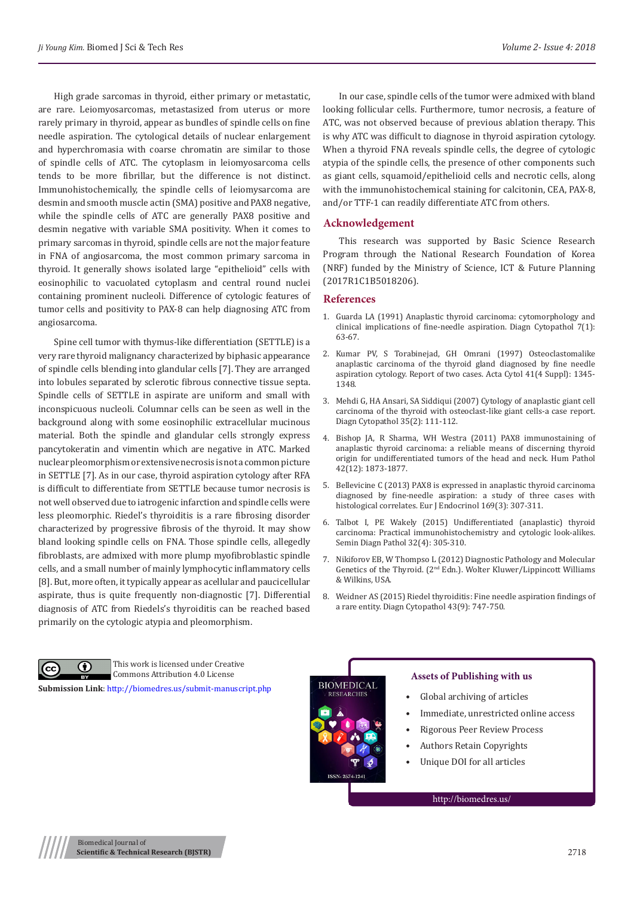High grade sarcomas in thyroid, either primary or metastatic, are rare. Leiomyosarcomas, metastasized from uterus or more rarely primary in thyroid, appear as bundles of spindle cells on fine needle aspiration. The cytological details of nuclear enlargement and hyperchromasia with coarse chromatin are similar to those of spindle cells of ATC. The cytoplasm in leiomyosarcoma cells tends to be more fibrillar, but the difference is not distinct. Immunohistochemically, the spindle cells of leiomysarcoma are desmin and smooth muscle actin (SMA) positive and PAX8 negative, while the spindle cells of ATC are generally PAX8 positive and desmin negative with variable SMA positivity. When it comes to primary sarcomas in thyroid, spindle cells are not the major feature in FNA of angiosarcoma, the most common primary sarcoma in thyroid. It generally shows isolated large "epithelioid" cells with eosinophilic to vacuolated cytoplasm and central round nuclei containing prominent nucleoli. Difference of cytologic features of tumor cells and positivity to PAX-8 can help diagnosing ATC from angiosarcoma.

Spine cell tumor with thymus-like differentiation (SETTLE) is a very rare thyroid malignancy characterized by biphasic appearance of spindle cells blending into glandular cells [7]. They are arranged into lobules separated by sclerotic fibrous connective tissue septa. Spindle cells of SETTLE in aspirate are uniform and small with inconspicuous nucleoli. Columnar cells can be seen as well in the background along with some eosinophilic extracellular mucinous material. Both the spindle and glandular cells strongly express pancytokeratin and vimentin which are negative in ATC. Marked nuclear pleomorphism or extensive necrosis is not a common picture in SETTLE [7]. As in our case, thyroid aspiration cytology after RFA is difficult to differentiate from SETTLE because tumor necrosis is not well observed due to iatrogenic infarction and spindle cells were less pleomorphic. Riedel's thyroiditis is a rare fibrosing disorder characterized by progressive fibrosis of the thyroid. It may show bland looking spindle cells on FNA. Those spindle cells, allegedly fibroblasts, are admixed with more plump myofibroblastic spindle cells, and a small number of mainly lymphocytic inflammatory cells [8]. But, more often, it typically appear as acellular and paucicellular aspirate, thus is quite frequently non-diagnostic [7]. Differential diagnosis of ATC from Riedels's thyroiditis can be reached based primarily on the cytologic atypia and pleomorphism.

In our case, spindle cells of the tumor were admixed with bland looking follicular cells. Furthermore, tumor necrosis, a feature of ATC, was not observed because of previous ablation therapy. This is why ATC was difficult to diagnose in thyroid aspiration cytology. When a thyroid FNA reveals spindle cells, the degree of cytologic atypia of the spindle cells, the presence of other components such as giant cells, squamoid/epithelioid cells and necrotic cells, along with the immunohistochemical staining for calcitonin, CEA, PAX-8, and/or TTF-1 can readily differentiate ATC from others.

## Acknowledgement

This research was supported by Basic Science Research Program through the National Research Foundation of Korea (NRF) funded by the Ministry of Science, ICT & Future Planning (2017R1C1B5018206).

## References

1. Guarda LA (1991) Anaplastic thyroid carcinoma: cytomorphology and clinical implications of fine-needle aspiration. Diagn Cytopathol 7(1): 63-67.
2. Kumar PV, S Torabinejad, GH Omrani (1997) Osteoclastomalike anaplastic carcinoma of the thyroid gland diagnosed by fine needle aspiration cytology. Report of two cases. Acta Cytol 41(4 Suppl): 1345-1348.
3. Mehdi G, HA Ansari, SA Siddiqui (2007) Cytology of anaplastic giant cell carcinoma of the thyroid with osteoclast-like giant cells-a case report. Diagn Cytopathol 35(2): 111-112.
4. Bishop JA, R Sharma, WH Westra (2011) PAX8 immunostaining of anaplastic thyroid carcinoma: a reliable means of discerning thyroid origin for undifferentiated tumors of the head and neck. Hum Pathol 42(12): 1873-1877.
5. Bellevicine C (2013) PAX8 is expressed in anaplastic thyroid carcinoma diagnosed by fine-needle aspiration: a study of three cases with histological correlates. Eur J Endocrinol 169(3): 307-311.
6. Talbot I, PE Wakely (2015) Undifferentiated (anaplastic) thyroid carcinoma: Practical immunohistochemistry and cytologic look-alikes. Semin Diagn Pathol 32(4): 305-310.
7. Nikiforov EB, W Thompso L (2012) Diagnostic Pathology and Molecular Genetics of the Thyroid. (2nd Edn.). Wolter Kluwer/Lippincott Williams & Wilkins, USA.
8. Weidner AS (2015) Riedel thyroiditis: Fine needle aspiration findings of a rare entity. Diagn Cytopathol 43(9): 747-750.

This work is licensed under Creative Commons Attribution 4.0 License

**Submission Link**: http://biomedres.us/submit-manuscript.php

### Assets of Publishing with us

- Global archiving of articles
- Immediate, unrestricted online access
- Rigorous Peer Review Process
- Authors Retain Copyrights
- Unique DOI for all articles

http://biomedres.us/